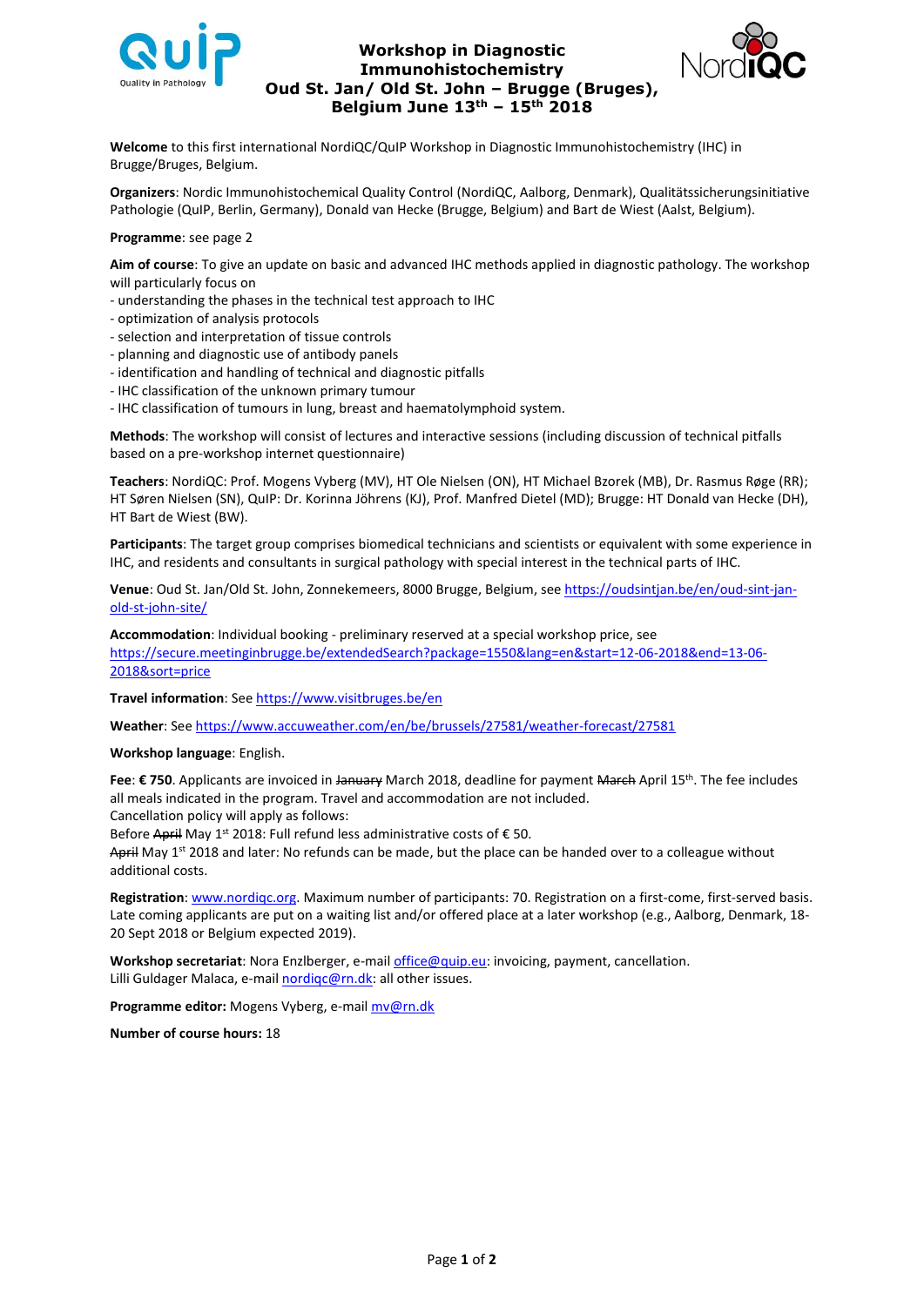# Workshop in Diagnostic Immunohistochemistry
## Oud St. Jan/ Old St. John – Brugge (Bruges), Belgium June 13th – 15th 2018

**Welcome** to this first international NordiQC/QuIP Workshop in Diagnostic Immunohistochemistry (IHC) in Brugge/Bruges, Belgium.

**Organizers**: Nordic Immunohistochemical Quality Control (NordiQC, Aalborg, Denmark), Qualitätssicherungsinitiative Pathologie (QuIP, Berlin, Germany), Donald van Hecke (Brugge, Belgium) and Bart de Wiest (Aalst, Belgium).

**Programme**: see page 2

**Aim of course**: To give an update on basic and advanced IHC methods applied in diagnostic pathology. The workshop will particularly focus on

- understanding the phases in the technical test approach to IHC
- optimization of analysis protocols
- selection and interpretation of tissue controls
- planning and diagnostic use of antibody panels
- identification and handling of technical and diagnostic pitfalls
- IHC classification of the unknown primary tumour
- IHC classification of tumours in lung, breast and haematolymphoid system.

**Methods**: The workshop will consist of lectures and interactive sessions (including discussion of technical pitfalls based on a pre-workshop internet questionnaire)

**Teachers**: NordiQC: Prof. Mogens Vyberg (MV), HT Ole Nielsen (ON), HT Michael Bzorek (MB), Dr. Rasmus Røge (RR); HT Søren Nielsen (SN), QuIP: Dr. Korinna Jöhrens (KJ), Prof. Manfred Dietel (MD); Brugge: HT Donald van Hecke (DH), HT Bart de Wiest (BW).

**Participants**: The target group comprises biomedical technicians and scientists or equivalent with some experience in IHC, and residents and consultants in surgical pathology with special interest in the technical parts of IHC.

**Venue**: Oud St. Jan/Old St. John, Zonnekemeers, 8000 Brugge, Belgium, see https://oudsintjan.be/en/oud-sint-jan-old-st-john-site/

**Accommodation**: Individual booking - preliminary reserved at a special workshop price, see https://secure.meetinginbrugge.be/extendedSearch?package=1550&lang=en&start=12-06-2018&end=13-06-2018&sort=price

**Travel information**: See https://www.visitbruges.be/en

**Weather**: See https://www.accuweather.com/en/be/brussels/27581/weather-forecast/27581

**Workshop language**: English.

**Fee**: **€ 750**. Applicants are invoiced in ~~January~~ March 2018, deadline for payment ~~March~~ April 15th. The fee includes all meals indicated in the program. Travel and accommodation are not included.
Cancellation policy will apply as follows:
Before ~~April~~ May 1st 2018: Full refund less administrative costs of € 50.
~~April~~ May 1st 2018 and later: No refunds can be made, but the place can be handed over to a colleague without additional costs.

**Registration**: www.nordiqc.org. Maximum number of participants: 70. Registration on a first-come, first-served basis. Late coming applicants are put on a waiting list and/or offered place at a later workshop (e.g., Aalborg, Denmark, 18-20 Sept 2018 or Belgium expected 2019).

**Workshop secretariat**: Nora Enzlberger, e-mail office@quip.eu: invoicing, payment, cancellation.
Lilli Guldager Malaca, e-mail nordiqc@rn.dk: all other issues.

**Programme editor:** Mogens Vyberg, e-mail mv@rn.dk

**Number of course hours:** 18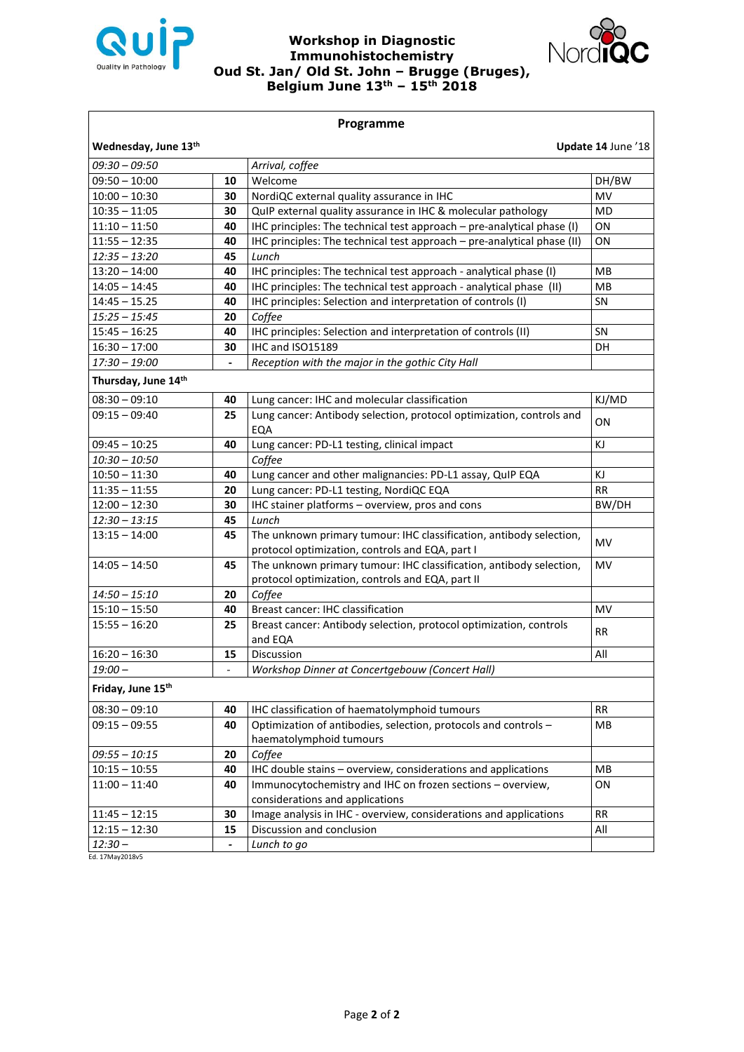# Workshop in Diagnostic Immunohistochemistry
## Oud St. Jan/ Old St. John – Brugge (Bruges), Belgium June 13th – 15th 2018

### Programme

| | | | |
|---|---|---|---|
| **Wednesday, June 13th** | | | **Update 14** June '18 |
| *09:30 – 09:50* | | *Arrival, coffee* | |
| 09:50 – 10:00 | **10** | Welcome | DH/BW |
| 10:00 – 10:30 | **30** | NordiQC external quality assurance in IHC | MV |
| 10:35 – 11:05 | **30** | QuIP external quality assurance in IHC & molecular pathology | MD |
| 11:10 – 11:50 | **40** | IHC principles: The technical test approach – pre-analytical phase (I) | ON |
| 11:55 – 12:35 | **40** | IHC principles: The technical test approach – pre-analytical phase (II) | ON |
| *12:35 – 13:20* | **45** | *Lunch* | |
| 13:20 – 14:00 | **40** | IHC principles: The technical test approach - analytical phase (I) | MB |
| 14:05 – 14:45 | **40** | IHC principles: The technical test approach - analytical phase (II) | MB |
| 14:45 – 15.25 | **40** | IHC principles: Selection and interpretation of controls (I) | SN |
| *15:25 – 15:45* | **20** | *Coffee* | |
| 15:45 – 16:25 | **40** | IHC principles: Selection and interpretation of controls (II) | SN |
| 16:30 – 17:00 | **30** | IHC and ISO15189 | DH |
| *17:30 – 19:00* | **-** | *Reception with the major in the gothic City Hall* | |
| **Thursday, June 14th** | | | |
| 08:30 – 09:10 | **40** | Lung cancer: IHC and molecular classification | KJ/MD |
| 09:15 – 09:40 | **25** | Lung cancer: Antibody selection, protocol optimization, controls and EQA | ON |
| 09:45 – 10:25 | **40** | Lung cancer: PD-L1 testing, clinical impact | KJ |
| *10:30 – 10:50* | | *Coffee* | |
| 10:50 – 11:30 | **40** | Lung cancer and other malignancies: PD-L1 assay, QuIP EQA | KJ |
| 11:35 – 11:55 | **20** | Lung cancer: PD-L1 testing, NordiQC EQA | RR |
| 12:00 – 12:30 | **30** | IHC stainer platforms – overview, pros and cons | BW/DH |
| *12:30 – 13:15* | **45** | *Lunch* | |
| 13:15 – 14:00 | **45** | The unknown primary tumour: IHC classification, antibody selection, protocol optimization, controls and EQA, part I | MV |
| 14:05 – 14:50 | **45** | The unknown primary tumour: IHC classification, antibody selection, protocol optimization, controls and EQA, part II | MV |
| *14:50 – 15:10* | **20** | *Coffee* | |
| 15:10 – 15:50 | **40** | Breast cancer: IHC classification | MV |
| 15:55 – 16:20 | **25** | Breast cancer: Antibody selection, protocol optimization, controls and EQA | RR |
| 16:20 – 16:30 | **15** | Discussion | All |
| *19:00 –* | - | *Workshop Dinner at Concertgebouw (Concert Hall)* | |
| **Friday, June 15th** | | | |
| 08:30 – 09:10 | **40** | IHC classification of haematolymphoid tumours | RR |
| 09:15 – 09:55 | **40** | Optimization of antibodies, selection, protocols and controls – haematolymphoid tumours | MB |
| *09:55 – 10:15* | **20** | *Coffee* | |
| 10:15 – 10:55 | **40** | IHC double stains – overview, considerations and applications | MB |
| 11:00 – 11:40 | **40** | Immunocytochemistry and IHC on frozen sections – overview, considerations and applications | ON |
| 11:45 – 12:15 | **30** | Image analysis in IHC - overview, considerations and applications | RR |
| 12:15 – 12:30 | **15** | Discussion and conclusion | All |
| *12:30 –* | **-** | *Lunch to go* | |

Ed. 17May2018v5